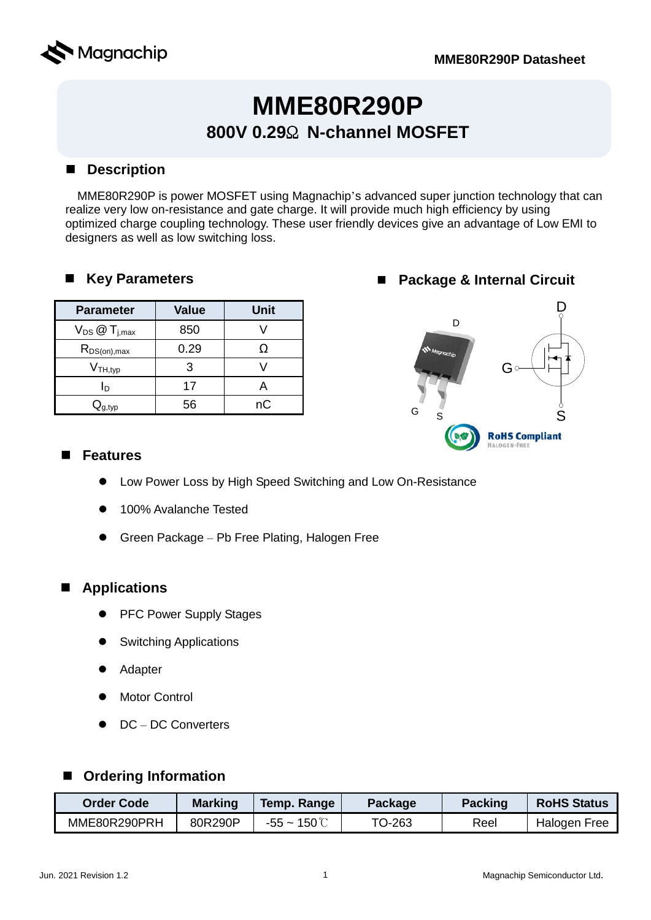# MME80R290P

## 800V 0.29Ω N-channel MOSFET

## ■ Description

MME80R290P is power MOSFET using Magnachip's advanced super junction technology that can realize very low on-resistance and gate charge. It will provide much high efficiency by using optimized charge coupling technology. These user friendly devices give an advantage of Low EMI to designers as well as low switching loss.

## ■ Key Parameters

| Parameter | Value | Unit |
|---|---|---|
| $V_{DS}$ @ $T_{j,max}$ | 850 | V |
| $R_{DS(on),max}$ | 0.29 | Ω |
| $V_{TH,typ}$ | 3 | V |
| $I_D$ | 17 | A |
| $Q_{g,typ}$ | 56 | nC |

## ■ Package & Internal Circuit

D

G S

D

G

S

RoHS Compliant
HALOGEN-FREE

## ■ Features

- Low Power Loss by High Speed Switching and Low On-Resistance
- 100% Avalanche Tested
- Green Package – Pb Free Plating, Halogen Free

## ■ Applications

- PFC Power Supply Stages
- Switching Applications
- Adapter
- Motor Control
- DC – DC Converters

## ■ Ordering Information

| Order Code | Marking | Temp. Range | Package | Packing | RoHS Status |
|---|---|---|---|---|---|
| MME80R290PRH | 80R290P | -55 ~ 150℃ | TO-263 | Reel | Halogen Free |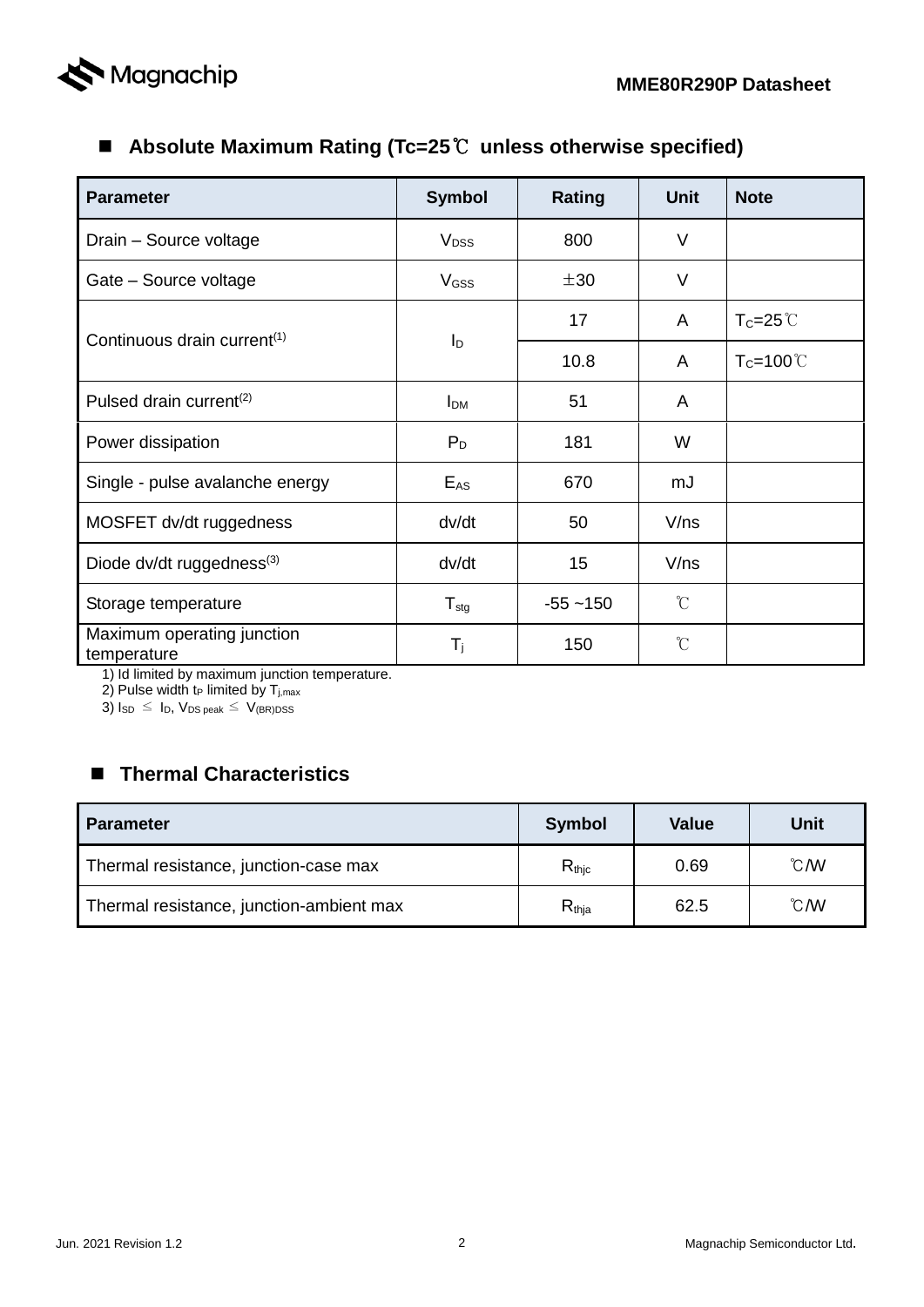## ■ Absolute Maximum Rating (Tc=25℃ unless otherwise specified)

| Parameter | Symbol | Rating | Unit | Note |
|---|---|---|---|---|
| Drain – Source voltage | $V_{DSS}$ | 800 | V | |
| Gate – Source voltage | $V_{GSS}$ | ±30 | V | |
| Continuous drain current(1) | $I_D$ | 17 | A | $T_C$=25℃ |
| | | 10.8 | A | $T_C$=100℃ |
| Pulsed drain current(2) | $I_{DM}$ | 51 | A | |
| Power dissipation | $P_D$ | 181 | W | |
| Single - pulse avalanche energy | $E_{AS}$ | 670 | mJ | |
| MOSFET dv/dt ruggedness | dv/dt | 50 | V/ns | |
| Diode dv/dt ruggedness(3) | dv/dt | 15 | V/ns | |
| Storage temperature | $T_{stg}$ | -55 ~150 | ℃ | |
| Maximum operating junction temperature | $T_j$ | 150 | ℃ | |

1) Id limited by maximum junction temperature.
2) Pulse width $t_P$ limited by $T_{j,max}$
3) $I_{SD} \leq I_D$, $V_{DS\ peak} \leq V_{(BR)DSS}$

## ■ Thermal Characteristics

| Parameter | Symbol | Value | Unit |
|---|---|---|---|
| Thermal resistance, junction-case max | $R_{thjc}$ | 0.69 | ℃/W |
| Thermal resistance, junction-ambient max | $R_{thja}$ | 62.5 | ℃/W |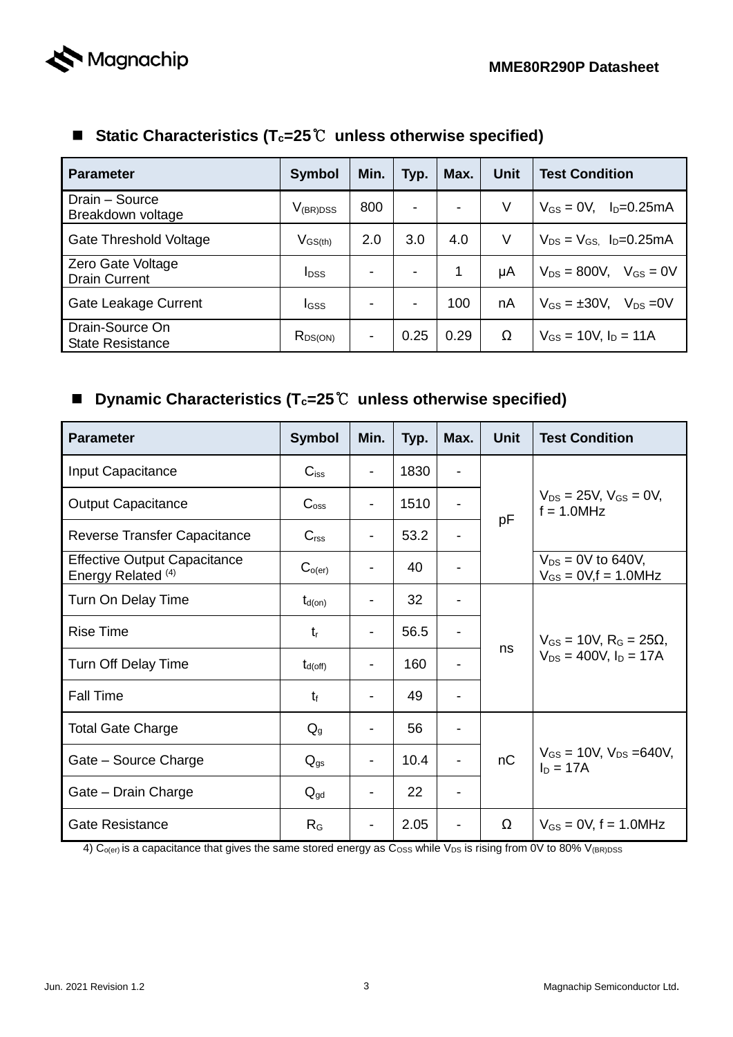## ■ Static Characteristics ($T_c$=25℃ unless otherwise specified)

| Parameter | Symbol | Min. | Typ. | Max. | Unit | Test Condition |
|---|---|---|---|---|---|---|
| Drain – Source Breakdown voltage | $V_{(BR)DSS}$ | 800 | - | - | V | $V_{GS}$ = 0V, $I_D$=0.25mA |
| Gate Threshold Voltage | $V_{GS(th)}$ | 2.0 | 3.0 | 4.0 | V | $V_{DS}$ = $V_{GS,}$ $I_D$=0.25mA |
| Zero Gate Voltage Drain Current | $I_{DSS}$ | - | - | 1 | μA | $V_{DS}$ = 800V, $V_{GS}$ = 0V |
| Gate Leakage Current | $I_{GSS}$ | - | - | 100 | nA | $V_{GS}$ = ±30V, $V_{DS}$ =0V |
| Drain-Source On State Resistance | $R_{DS(ON)}$ | - | 0.25 | 0.29 | Ω | $V_{GS}$ = 10V, $I_D$ = 11A |

## ■ Dynamic Characteristics ($T_c$=25℃ unless otherwise specified)

| Parameter | Symbol | Min. | Typ. | Max. | Unit | Test Condition |
|---|---|---|---|---|---|---|
| Input Capacitance | $C_{iss}$ | - | 1830 | - | pF | $V_{DS}$ = 25V, $V_{GS}$ = 0V, f = 1.0MHz |
| Output Capacitance | $C_{oss}$ | - | 1510 | - | | |
| Reverse Transfer Capacitance | $C_{rss}$ | - | 53.2 | - | | |
| Effective Output Capacitance Energy Related (4) | $C_{o(er)}$ | - | 40 | - | | $V_{DS}$ = 0V to 640V, $V_{GS}$ = 0V,f = 1.0MHz |
| Turn On Delay Time | $t_{d(on)}$ | - | 32 | - | ns | $V_{GS}$ = 10V, $R_G$ = 25Ω, $V_{DS}$ = 400V, $I_D$ = 17A |
| Rise Time | $t_r$ | - | 56.5 | - | | |
| Turn Off Delay Time | $t_{d(off)}$ | - | 160 | - | | |
| Fall Time | $t_f$ | - | 49 | - | | |
| Total Gate Charge | $Q_g$ | - | 56 | - | nC | $V_{GS}$ = 10V, $V_{DS}$ =640V, $I_D$ = 17A |
| Gate – Source Charge | $Q_{gs}$ | - | 10.4 | - | | |
| Gate – Drain Charge | $Q_{gd}$ | - | 22 | - | | |
| Gate Resistance | $R_G$ | - | 2.05 | - | Ω | $V_{GS}$ = 0V, f = 1.0MHz |

4) $C_{o(er)}$ is a capacitance that gives the same stored energy as $C_{OSS}$ while $V_{DS}$ is rising from 0V to 80% $V_{(BR)DSS}$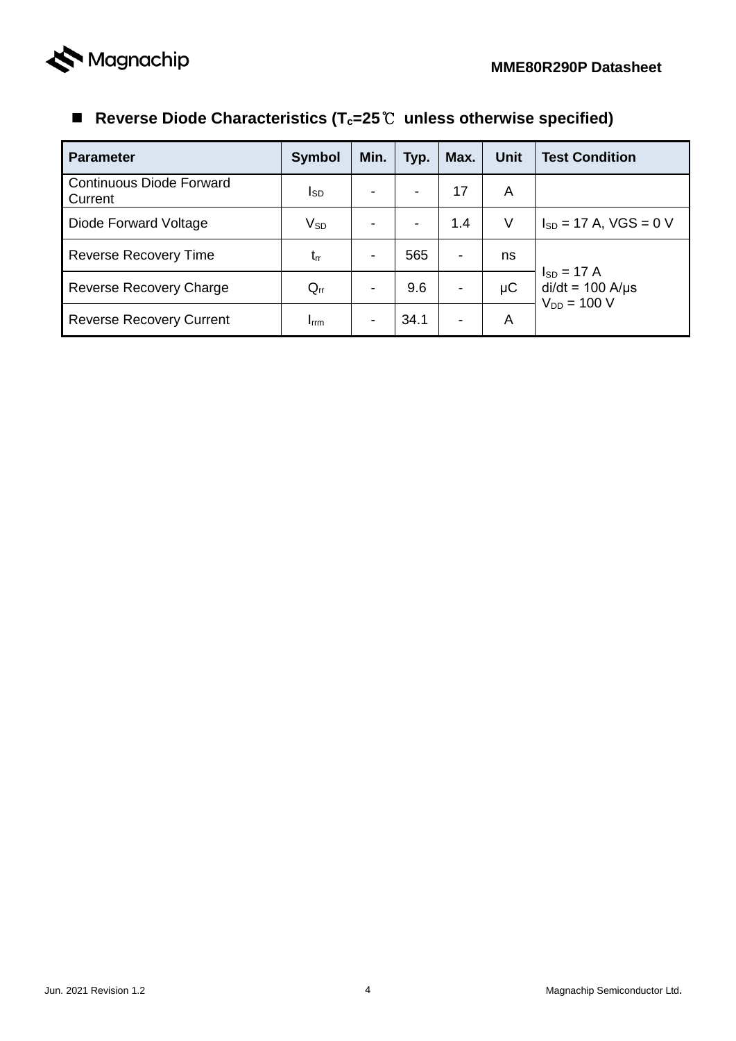## ■ Reverse Diode Characteristics ($T_c$=25℃ unless otherwise specified)

| Parameter | Symbol | Min. | Typ. | Max. | Unit | Test Condition |
|---|---|---|---|---|---|---|
| Continuous Diode Forward Current | $I_{SD}$ | - | - | 17 | A | |
| Diode Forward Voltage | $V_{SD}$ | - | - | 1.4 | V | $I_{SD}$ = 17 A, VGS = 0 V |
| Reverse Recovery Time | $t_{rr}$ | - | 565 | - | ns | $I_{SD}$ = 17 A<br>di/dt = 100 A/μs<br>$V_{DD}$ = 100 V |
| Reverse Recovery Charge | $Q_{rr}$ | - | 9.6 | - | μC | |
| Reverse Recovery Current | $I_{rrm}$ | - | 34.1 | - | A | |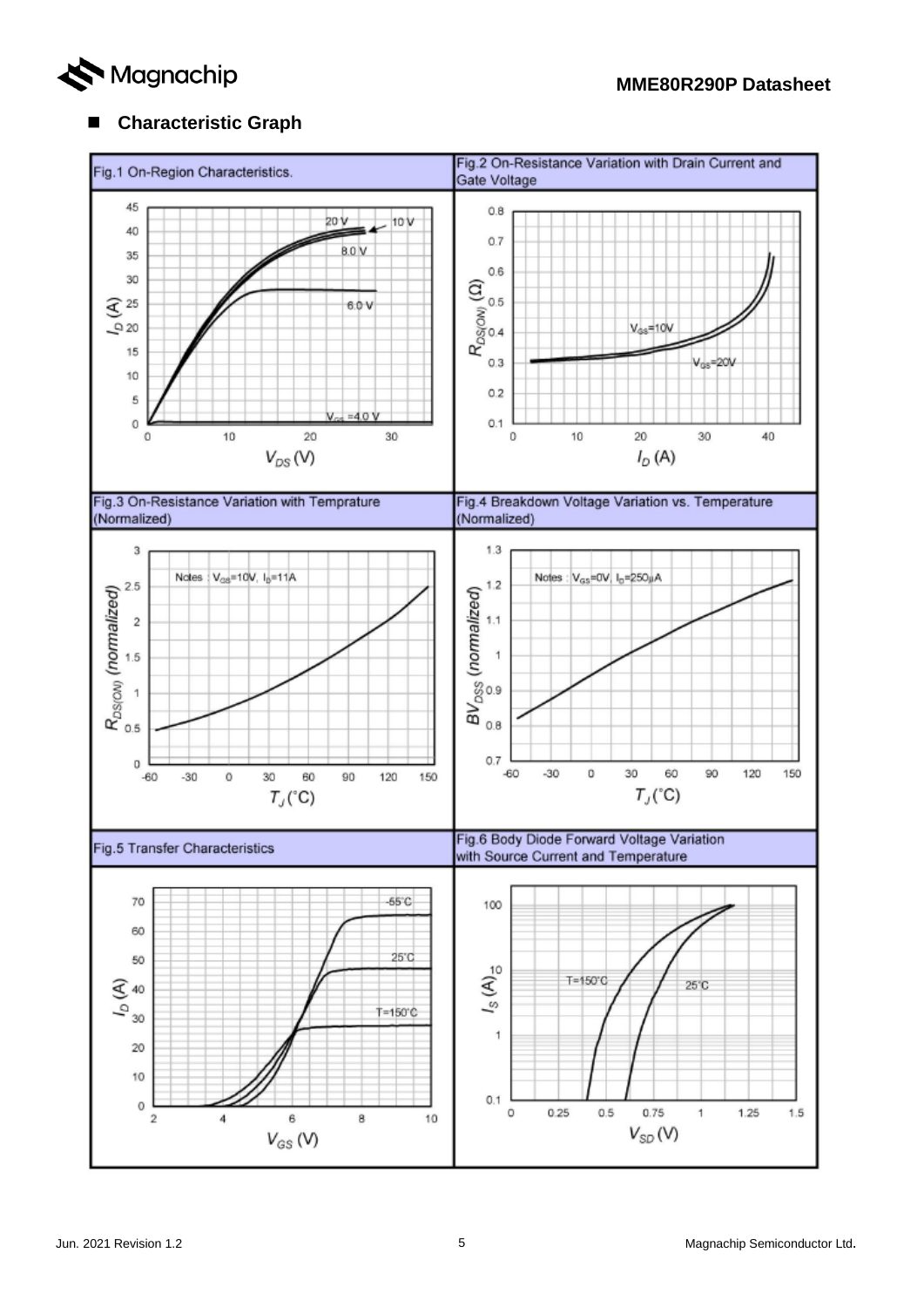## Characteristic Graph

Fig.1 On-Region Characteristics.

45
40
35
30
25
20
15
10
5
0

0 10 20 30

$I_D$ (A)

$V_{DS}$ (V)

20 V
10 V
8.0 V
6.0 V
$V_{GS}$ =4.0 V

Fig.2 On-Resistance Variation with Drain Current and Gate Voltage

0.8
0.7
0.6
0.5
0.4
0.3
0.2
0.1

0 10 20 30 40

$R_{DS(ON)}$ (Ω)

$I_D$ (A)

$V_{GS}$=10V
$V_{GS}$=20V

Fig.3 On-Resistance Variation with Temprature (Normalized)

3
2.5
2
1.5
1
0.5
0

-60 -30 0 30 60 90 120 150

$R_{DS(ON)}$ (normalized)

$T_J$ (°C)

Notes : $V_{GS}$=10V, $I_D$=11A

Fig.4 Breakdown Voltage Variation vs. Temperature (Normalized)

1.3
1.2
1.1
1
0.9
0.8
0.7

-60 -30 0 30 60 90 120 150

$BV_{DSS}$ (normalized)

$T_J$ (°C)

Notes : $V_{GS}$=0V, $I_D$=250μA

Fig.5 Transfer Characteristics

70
60
50
40
30
20
10
0

2 4 6 8 10

$I_D$ (A)

$V_{GS}$ (V)

-55°C
25°C
T=150°C

Fig.6 Body Diode Forward Voltage Variation with Source Current and Temperature

100
10
1
0.1

0 0.25 0.5 0.75 1 1.25 1.5

$I_S$ (A)

$V_{SD}$ (V)

T=150°C
25°C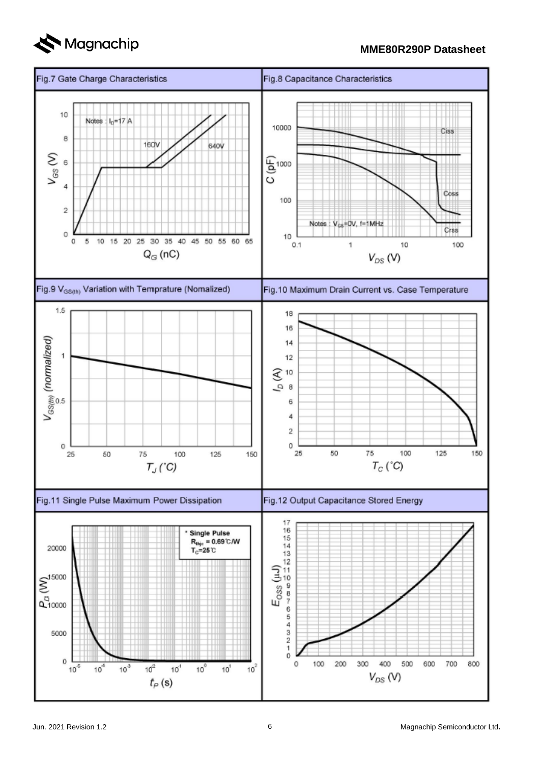### Fig.7 Gate Charge Characteristics

Notes : $I_D$=17 A

160V

640V

$V_{GS}$ (V)

$Q_G$ (nC)

0 5 10 15 20 25 30 35 40 45 50 55 60 65

0 2 4 6 8 10

### Fig.8 Capacitance Characteristics

Ciss

Coss

Crss

Notes : $V_{GS}$=0V, f=1MHz

$C$ (pF)

$V_{DS}$ (V)

10 100 1000 10000

0.1 1 10 100

### Fig.9 $V_{GS(th)}$ Variation with Temprature (Nomalized)

$V_{GS(th)}$ (normalized)

$T_J$ (˚C)

0 0.5 1 1.5

25 50 75 100 125 150

### Fig.10 Maximum Drain Current vs. Case Temperature

$I_D$ (A)

$T_C$ (˚C)

0 2 4 6 8 10 12 14 16 18

25 50 75 100 125 150

### Fig.11 Single Pulse Maximum Power Dissipation

* Single Pulse
$R_{thjc}$ = 0.69℃/W
$T_C$=25℃

$P_D$ (W)

$t_P$ (s)

0 5000 10000 15000 20000

$10^{-5}$ $10^{-4}$ $10^{-3}$ $10^{-2}$ $10^{-1}$ $10^{0}$ $10^{1}$ $10^{2}$

### Fig.12 Output Capacitance Stored Energy

$E_{OSS}$ (μJ)

$V_{DS}$ (V)

0 1 2 3 4 5 6 7 8 9 10 11 12 13 14 15 16 17

0 100 200 300 400 500 600 700 800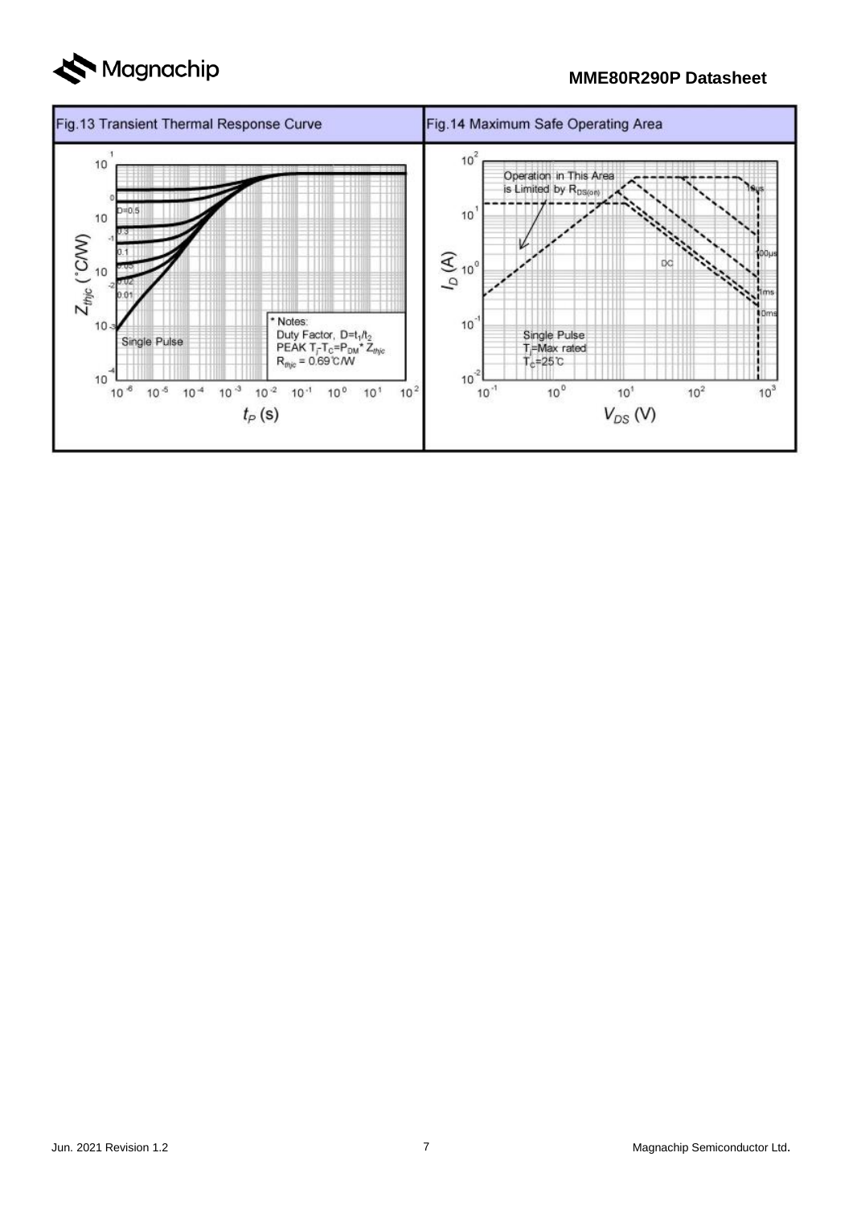Fig.13 Transient Thermal Response Curve

$Z_{thjc}$ (°C/W)

$10^{1}$

$10^{0}$

$10^{-1}$

$10^{-2}$

$10^{-3}$

$10^{-4}$

D=0.5

0.3

0.1

0.05

0.02

0.01

Single Pulse

* Notes:
Duty Factor, $D=t_1/t_2$
PEAK $T_J$-$T_C$=$P_{DM}$ * $Z_{thjc}$
$R_{thjc}$ = 0.69°C/W

$10^{-6}$ $10^{-5}$ $10^{-4}$ $10^{-3}$ $10^{-2}$ $10^{-1}$ $10^{0}$ $10^{1}$ $10^{2}$

$t_P$ (s)

Fig.14 Maximum Safe Operating Area

$I_D$ (A)

$10^{2}$

$10^{1}$

$10^{0}$

$10^{-1}$

$10^{-2}$

Operation in This Area is Limited by $R_{DS(on)}$

10μs

100μs

DC

1ms

10ms

Single Pulse
$T_J$=Max rated
$T_C$=25°C

$10^{-1}$ $10^{0}$ $10^{1}$ $10^{2}$ $10^{3}$

$V_{DS}$ (V)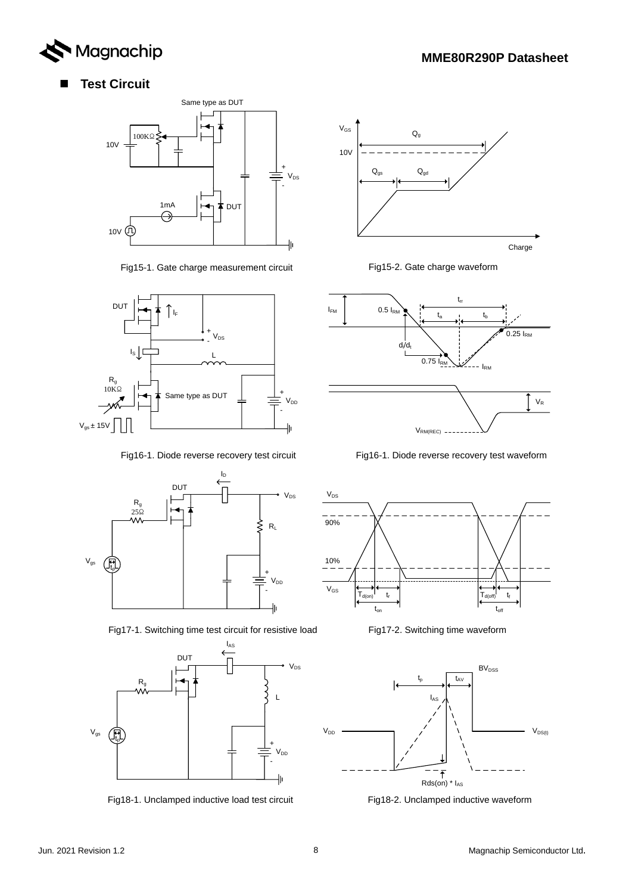## Test Circuit

Same type as DUT

100KΩ

10V

$V_{DS}$

1mA

DUT

10V

Fig15-1. Gate charge measurement circuit

$V_{GS}$

$Q_g$

10V

$Q_{gs}$

$Q_{gd}$

Charge

Fig15-2. Gate charge waveform

DUT

$I_F$

$V_{DS}$

$I_S$

L

$R_g$

10KΩ

Same type as DUT

$V_{DD}$

$V_{gs}$ ± 15V

Fig16-1. Diode reverse recovery test circuit

$t_{rr}$

$I_{FM}$

0.5 $I_{RM}$

$t_a$

$t_b$

0.25 $I_{RM}$

$d_i/d_t$

0.75 $I_{RM}$

$I_{RM}$

$V_R$

$V_{RM(REC)}$

Fig16-1. Diode reverse recovery test waveform

$I_D$

DUT

$V_{DS}$

$R_g$

25Ω

$R_L$

$V_{gs}$

$t_p$

$V_{DD}$

Fig17-1. Switching time test circuit for resistive load

$V_{DS}$

90%

10%

$V_{GS}$

$T_{d(on)}$

$t_r$

$t_{on}$

$T_{d(off)}$

$t_f$

$t_{off}$

Fig17-2. Switching time waveform

$I_{AS}$

DUT

$V_{DS}$

$R_g$

L

$V_{gs}$

$t_p$

$V_{DD}$

Fig18-1. Unclamped inductive load test circuit

$BV_{DSS}$

$t_p$

$t_{AV}$

$I_{AS}$

$V_{DD}$

$V_{DS(t)}$

Rds(on) * $I_{AS}$

Fig18-2. Unclamped inductive waveform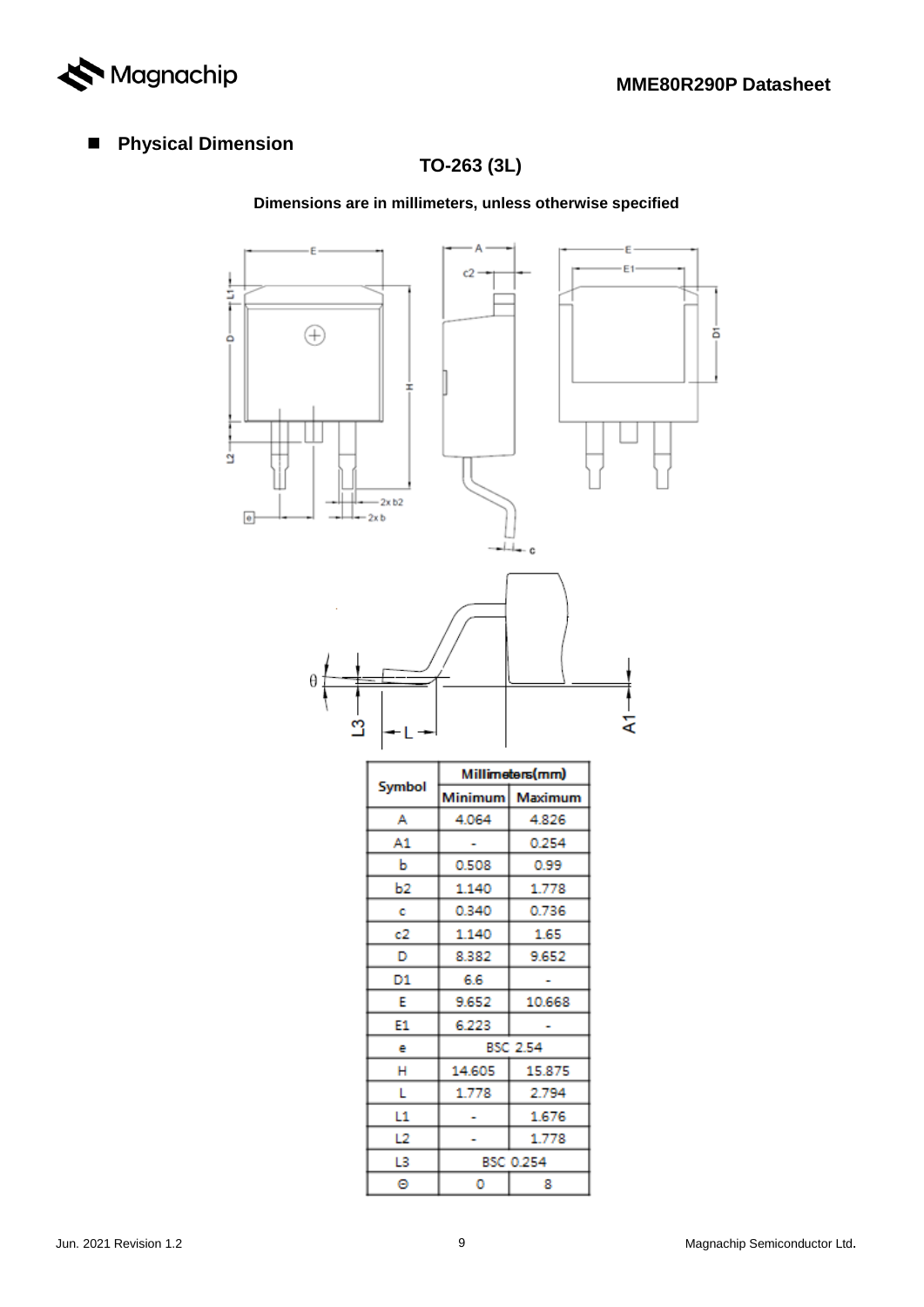## Physical Dimension

### TO-263 (3L)

**Dimensions are in millimeters, unless otherwise specified**

| Symbol | Millimeters(mm) | |
|---|---|---|
| | Minimum | Maximum |
| A | 4.064 | 4.826 |
| A1 | - | 0.254 |
| b | 0.508 | 0.99 |
| b2 | 1.140 | 1.778 |
| c | 0.340 | 0.736 |
| c2 | 1.140 | 1.65 |
| D | 8.382 | 9.652 |
| D1 | 6.6 | - |
| E | 9.652 | 10.668 |
| E1 | 6.223 | - |
| e | BSC 2.54 | |
| H | 14.605 | 15.875 |
| L | 1.778 | 2.794 |
| L1 | - | 1.676 |
| L2 | - | 1.778 |
| L3 | BSC 0.254 | |
| Θ | 0 | 8 |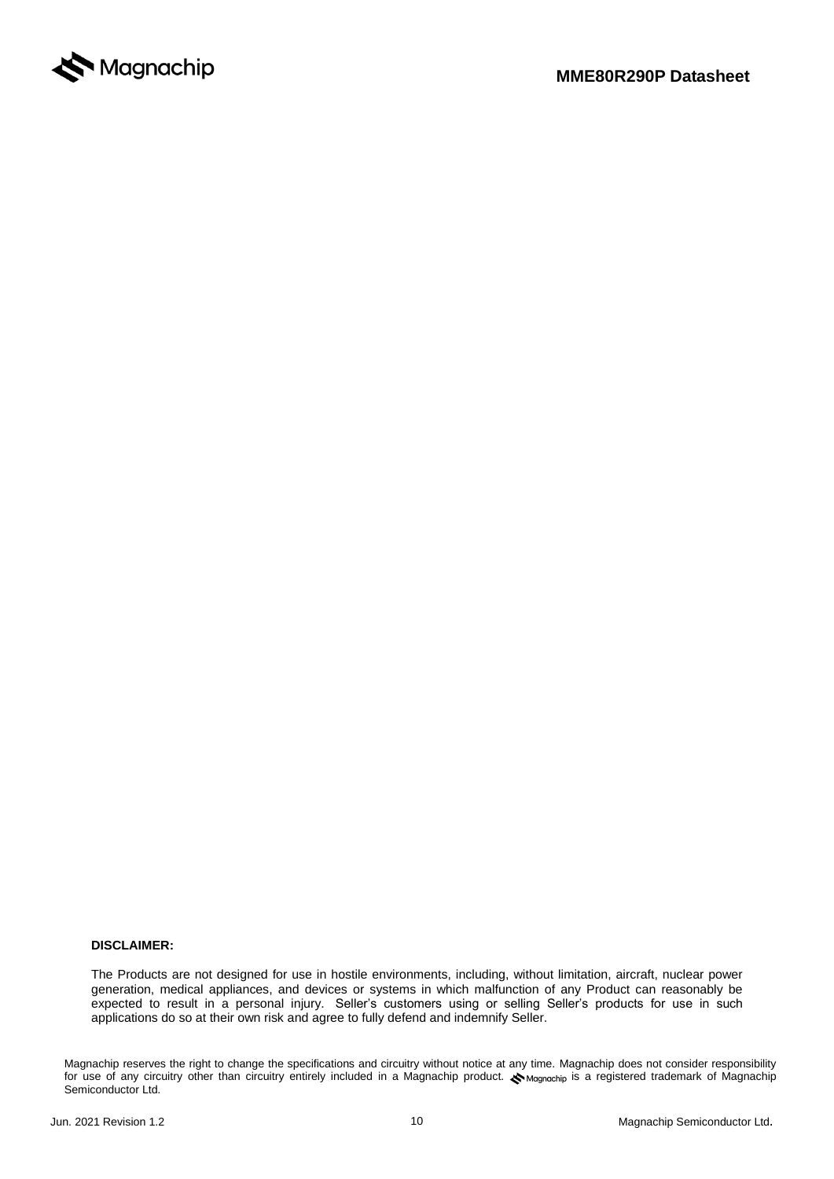**DISCLAIMER:**

The Products are not designed for use in hostile environments, including, without limitation, aircraft, nuclear power generation, medical appliances, and devices or systems in which malfunction of any Product can reasonably be expected to result in a personal injury. Seller's customers using or selling Seller's products for use in such applications do so at their own risk and agree to fully defend and indemnify Seller.

Magnachip reserves the right to change the specifications and circuitry without notice at any time. Magnachip does not consider responsibility for use of any circuitry other than circuitry entirely included in a Magnachip product. Magnachip is a registered trademark of Magnachip Semiconductor Ltd.